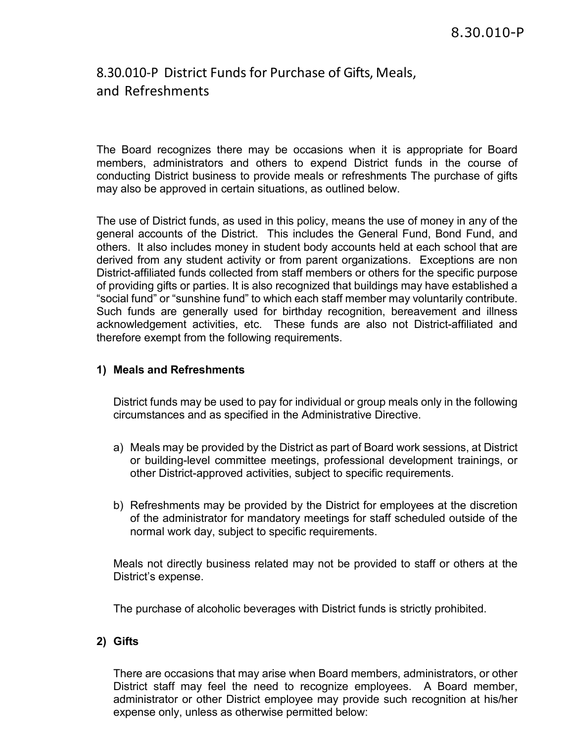# 8.30.010-P District Funds for Purchase of Gifts, Meals, and Refreshments

The Board recognizes there may be occasions when it is appropriate for Board members, administrators and others to expend District funds in the course of conducting District business to provide meals or refreshments The purchase of gifts may also be approved in certain situations, as outlined below.

The use of District funds, as used in this policy, means the use of money in any of the general accounts of the District. This includes the General Fund, Bond Fund, and others. It also includes money in student body accounts held at each school that are derived from any student activity or from parent organizations. Exceptions are non District-affiliated funds collected from staff members or others for the specific purpose of providing gifts or parties. It is also recognized that buildings may have established a "social fund" or "sunshine fund" to which each staff member may voluntarily contribute. Such funds are generally used for birthday recognition, bereavement and illness acknowledgement activities, etc. These funds are also not District-affiliated and therefore exempt from the following requirements.

**1) Meals and Refreshments**

District funds may be used to pay for individual or group meals only in the following circumstances and as specified in the Administrative Directive.

a) Meals may be provided by the District as part of Board work sessions, at District or building-level committee meetings, professional development trainings, or other District-approved activities, subject to specific requirements.

b) Refreshments may be provided by the District for employees at the discretion of the administrator for mandatory meetings for staff scheduled outside of the normal work day, subject to specific requirements.

Meals not directly business related may not be provided to staff or others at the District's expense.

The purchase of alcoholic beverages with District funds is strictly prohibited.

**2) Gifts**

There are occasions that may arise when Board members, administrators, or other District staff may feel the need to recognize employees. A Board member, administrator or other District employee may provide such recognition at his/her expense only, unless as otherwise permitted below: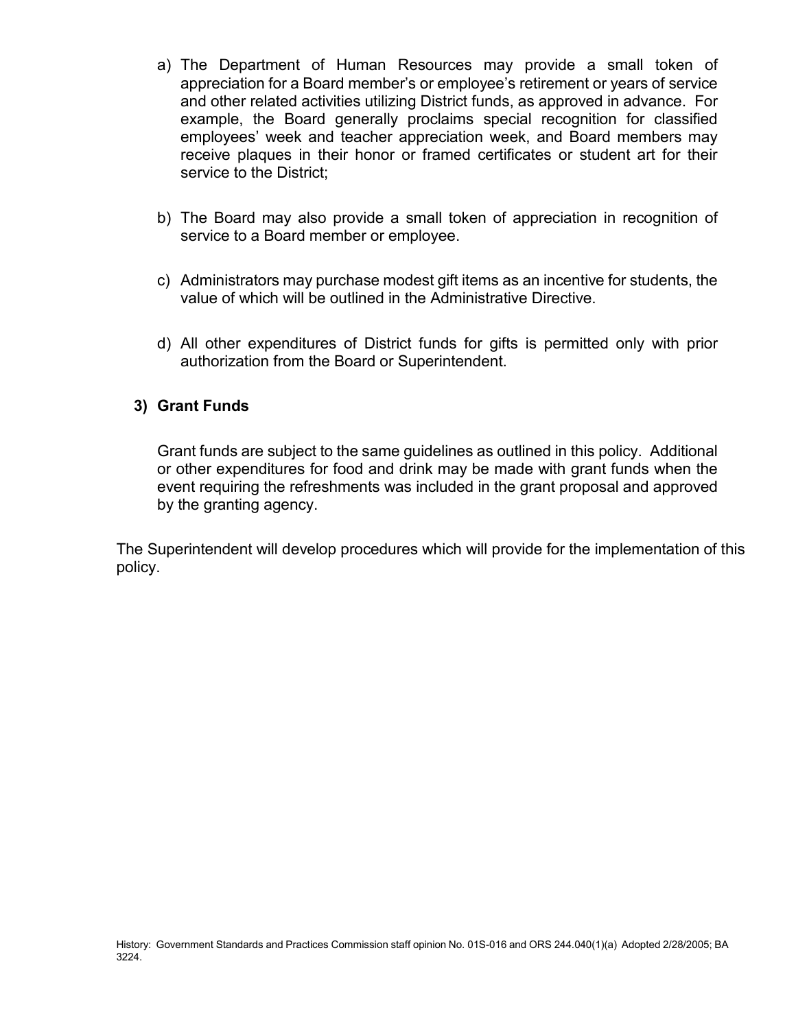a) The Department of Human Resources may provide a small token of appreciation for a Board member's or employee's retirement or years of service and other related activities utilizing District funds, as approved in advance. For example, the Board generally proclaims special recognition for classified employees' week and teacher appreciation week, and Board members may receive plaques in their honor or framed certificates or student art for their service to the District;

b) The Board may also provide a small token of appreciation in recognition of service to a Board member or employee.

c) Administrators may purchase modest gift items as an incentive for students, the value of which will be outlined in the Administrative Directive.

d) All other expenditures of District funds for gifts is permitted only with prior authorization from the Board or Superintendent.

**3) Grant Funds**

Grant funds are subject to the same guidelines as outlined in this policy. Additional or other expenditures for food and drink may be made with grant funds when the event requiring the refreshments was included in the grant proposal and approved by the granting agency.

The Superintendent will develop procedures which will provide for the implementation of this policy.

History: Government Standards and Practices Commission staff opinion No. 01S-016 and ORS 244.040(1)(a) Adopted 2/28/2005; BA 3224.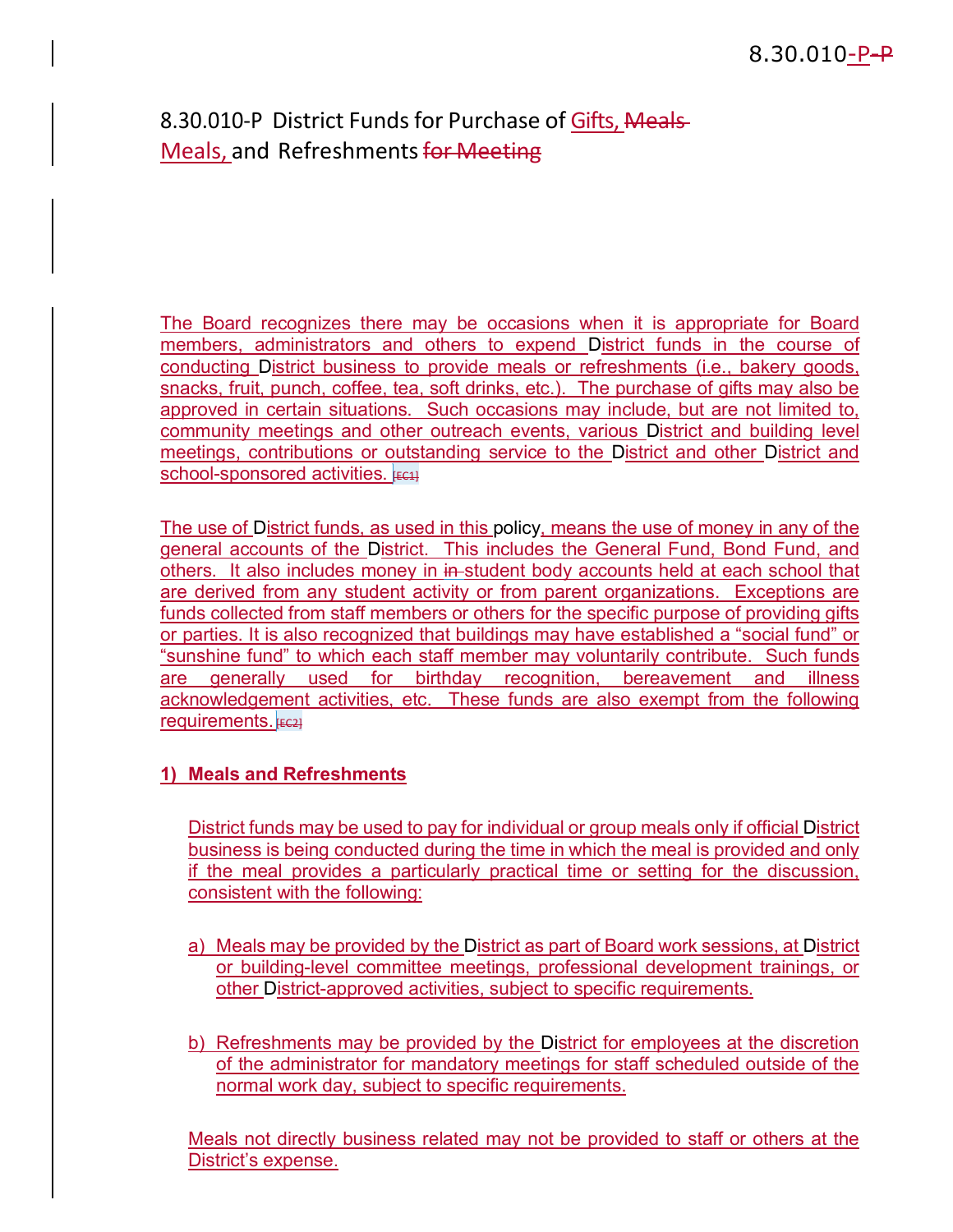# 8.30.010-P District Funds for Purchase of Gifts, Meals, and Refreshments

The Board recognizes there may be occasions when it is appropriate for Board members, administrators and others to expend District funds in the course of conducting District business to provide meals or refreshments (i.e., bakery goods, snacks, fruit, punch, coffee, tea, soft drinks, etc.). The purchase of gifts may also be approved in certain situations. Such occasions may include, but are not limited to, community meetings and other outreach events, various District and building level meetings, contributions or outstanding service to the District and other District and school-sponsored activities.

The use of District funds, as used in this policy, means the use of money in any of the general accounts of the District. This includes the General Fund, Bond Fund, and others. It also includes money in student body accounts held at each school that are derived from any student activity or from parent organizations. Exceptions are funds collected from staff members or others for the specific purpose of providing gifts or parties. It is also recognized that buildings may have established a "social fund" or "sunshine fund" to which each staff member may voluntarily contribute. Such funds are generally used for birthday recognition, bereavement and illness acknowledgement activities, etc. These funds are also exempt from the following requirements.

**1) Meals and Refreshments**

District funds may be used to pay for individual or group meals only if official District business is being conducted during the time in which the meal is provided and only if the meal provides a particularly practical time or setting for the discussion, consistent with the following:

a) Meals may be provided by the District as part of Board work sessions, at District or building-level committee meetings, professional development trainings, or other District-approved activities, subject to specific requirements.

b) Refreshments may be provided by the District for employees at the discretion of the administrator for mandatory meetings for staff scheduled outside of the normal work day, subject to specific requirements.

Meals not directly business related may not be provided to staff or others at the District's expense.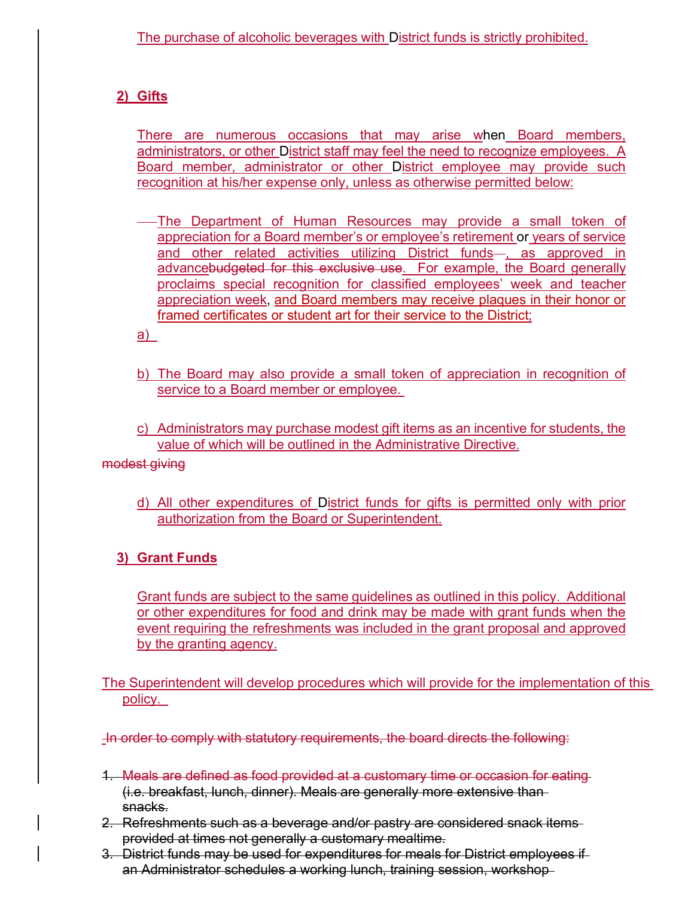The purchase of alcoholic beverages with District funds is strictly prohibited.

**2) Gifts**

There are numerous occasions that may arise when Board members, administrators, or other District staff may feel the need to recognize employees. A Board member, administrator or other District employee may provide such recognition at his/her expense only, unless as otherwise permitted below:

a) The Department of Human Resources may provide a small token of appreciation for a Board member's or employee's retirement or years of service and other related activities utilizing District funds, as approved in advance~~budgeted for this exclusive use~~. For example, the Board generally proclaims special recognition for classified employees' week and teacher appreciation week, and Board members may receive plaques in their honor or framed certificates or student art for their service to the District;

b) The Board may also provide a small token of appreciation in recognition of service to a Board member or employee.

c) Administrators may purchase modest gift items as an incentive for students, the value of which will be outlined in the Administrative Directive.

~~modest giving~~

d) All other expenditures of District funds for gifts is permitted only with prior authorization from the Board or Superintendent.

**3) Grant Funds**

Grant funds are subject to the same guidelines as outlined in this policy. Additional or other expenditures for food and drink may be made with grant funds when the event requiring the refreshments was included in the grant proposal and approved by the granting agency.

The Superintendent will develop procedures which will provide for the implementation of this policy.

~~In order to comply with statutory requirements, the board directs the following:~~

1. ~~Meals are defined as food provided at a customary time or occasion for eating (i.e. breakfast, lunch, dinner). Meals are generally more extensive than snacks.~~
2. ~~Refreshments such as a beverage and/or pastry are considered snack items provided at times not generally a customary mealtime.~~
3. ~~District funds may be used for expenditures for meals for District employees if an Administrator schedules a working lunch, training session, workshop~~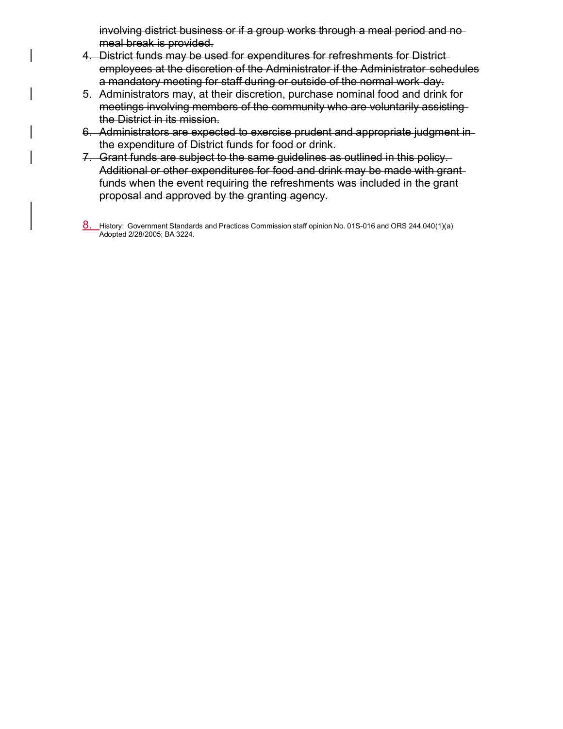~~involving district business or if a group works through a meal period and no meal break is provided.~~

4. ~~District funds may be used for expenditures for refreshments for District employees at the discretion of the Administrator if the Administrator schedules a mandatory meeting for staff during or outside of the normal work day.~~
5. ~~Administrators may, at their discretion, purchase nominal food and drink for meetings involving members of the community who are voluntarily assisting the District in its mission.~~
6. ~~Administrators are expected to exercise prudent and appropriate judgment in the expenditure of District funds for food or drink.~~
7. ~~Grant funds are subject to the same guidelines as outlined in this policy. Additional or other expenditures for food and drink may be made with grant funds when the event requiring the refreshments was included in the grant proposal and approved by the granting agency.~~

8. History: Government Standards and Practices Commission staff opinion No. 01S-016 and ORS 244.040(1)(a)
Adopted 2/28/2005; BA 3224.